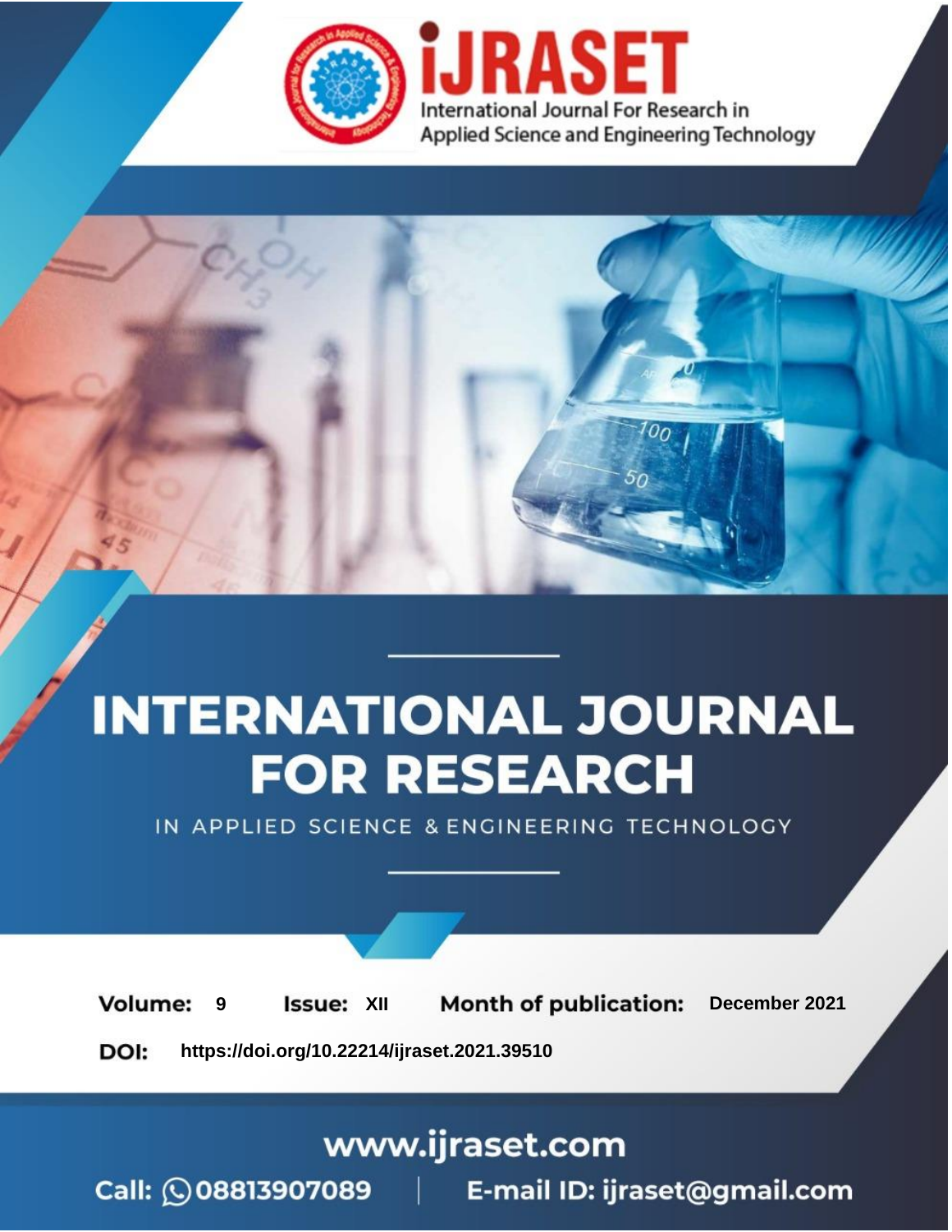# INTERNATIONAL JOURNAL FOR RESEARCH

IN APPLIED SCIENCE & ENGINEERING TECHNOLOGY

**Volume:** 9 **Issue:** XII **Month of publication:** December 2021

**DOI:** https://doi.org/10.22214/ijraset.2021.39510

www.ijraset.com

Call: 08813907089 | E-mail ID: ijraset@gmail.com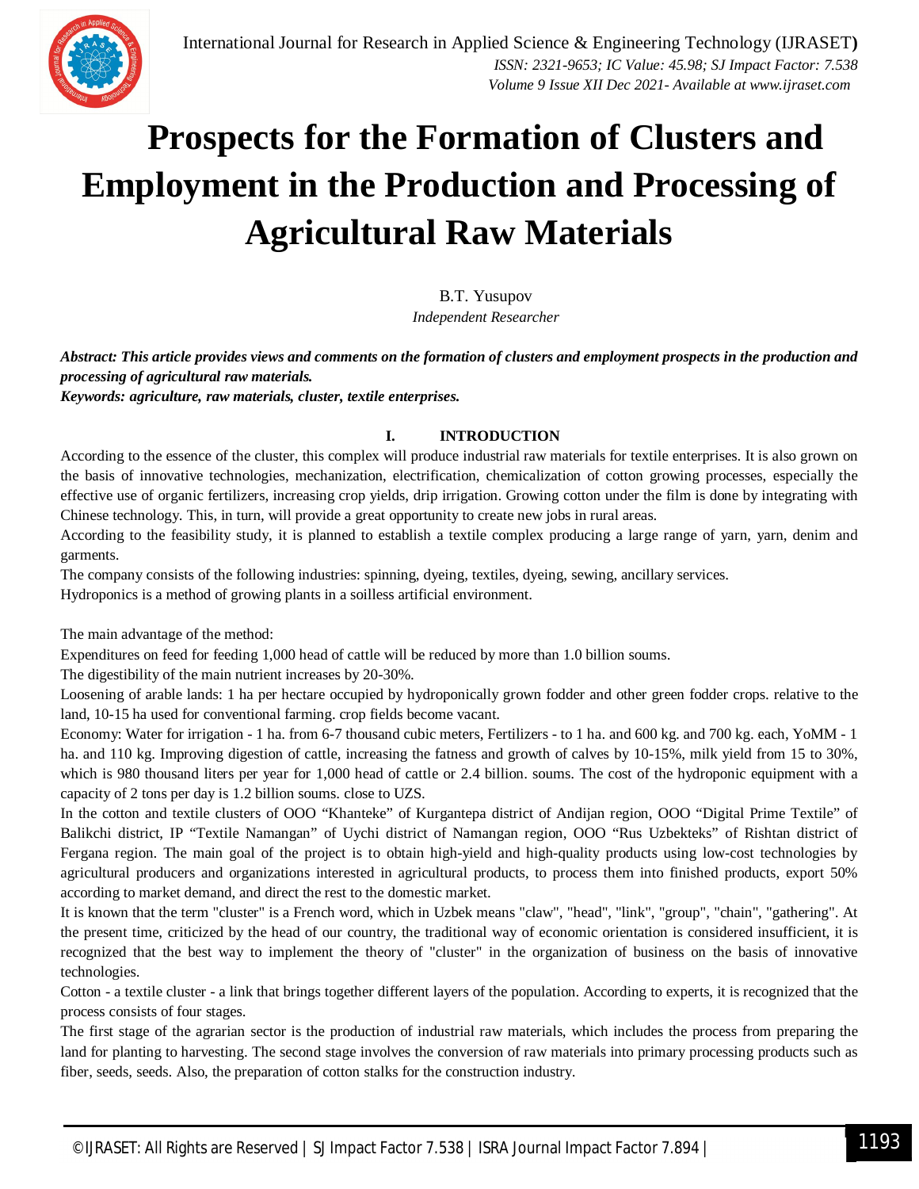# Prospects for the Formation of Clusters and Employment in the Production and Processing of Agricultural Raw Materials

B.T. Yusupov

*Independent Researcher*

***Abstract: This article provides views and comments on the formation of clusters and employment prospects in the production and processing of agricultural raw materials.***

***Keywords: agriculture, raw materials, cluster, textile enterprises.***

## I. INTRODUCTION

According to the essence of the cluster, this complex will produce industrial raw materials for textile enterprises. It is also grown on the basis of innovative technologies, mechanization, electrification, chemicalization of cotton growing processes, especially the effective use of organic fertilizers, increasing crop yields, drip irrigation. Growing cotton under the film is done by integrating with Chinese technology. This, in turn, will provide a great opportunity to create new jobs in rural areas.

According to the feasibility study, it is planned to establish a textile complex producing a large range of yarn, yarn, denim and garments.

The company consists of the following industries: spinning, dyeing, textiles, dyeing, sewing, ancillary services.

Hydroponics is a method of growing plants in a soilless artificial environment.

The main advantage of the method:

Expenditures on feed for feeding 1,000 head of cattle will be reduced by more than 1.0 billion soums.

The digestibility of the main nutrient increases by 20-30%.

Loosening of arable lands: 1 ha per hectare occupied by hydroponically grown fodder and other green fodder crops. relative to the land, 10-15 ha used for conventional farming. crop fields become vacant.

Economy: Water for irrigation - 1 ha. from 6-7 thousand cubic meters, Fertilizers - to 1 ha. and 600 kg. and 700 kg. each, YoMM - 1 ha. and 110 kg. Improving digestion of cattle, increasing the fatness and growth of calves by 10-15%, milk yield from 15 to 30%, which is 980 thousand liters per year for 1,000 head of cattle or 2.4 billion. soums. The cost of the hydroponic equipment with a capacity of 2 tons per day is 1.2 billion soums. close to UZS.

In the cotton and textile clusters of OOO "Khanteke" of Kurgantepa district of Andijan region, OOO "Digital Prime Textile" of Balikchi district, IP "Textile Namangan" of Uychi district of Namangan region, OOO "Rus Uzbekteks" of Rishtan district of Fergana region. The main goal of the project is to obtain high-yield and high-quality products using low-cost technologies by agricultural producers and organizations interested in agricultural products, to process them into finished products, export 50% according to market demand, and direct the rest to the domestic market.

It is known that the term "cluster" is a French word, which in Uzbek means "claw", "head", "link", "group", "chain", "gathering". At the present time, criticized by the head of our country, the traditional way of economic orientation is considered insufficient, it is recognized that the best way to implement the theory of "cluster" in the organization of business on the basis of innovative technologies.

Cotton - a textile cluster - a link that brings together different layers of the population. According to experts, it is recognized that the process consists of four stages.

The first stage of the agrarian sector is the production of industrial raw materials, which includes the process from preparing the land for planting to harvesting. The second stage involves the conversion of raw materials into primary processing products such as fiber, seeds, seeds. Also, the preparation of cotton stalks for the construction industry.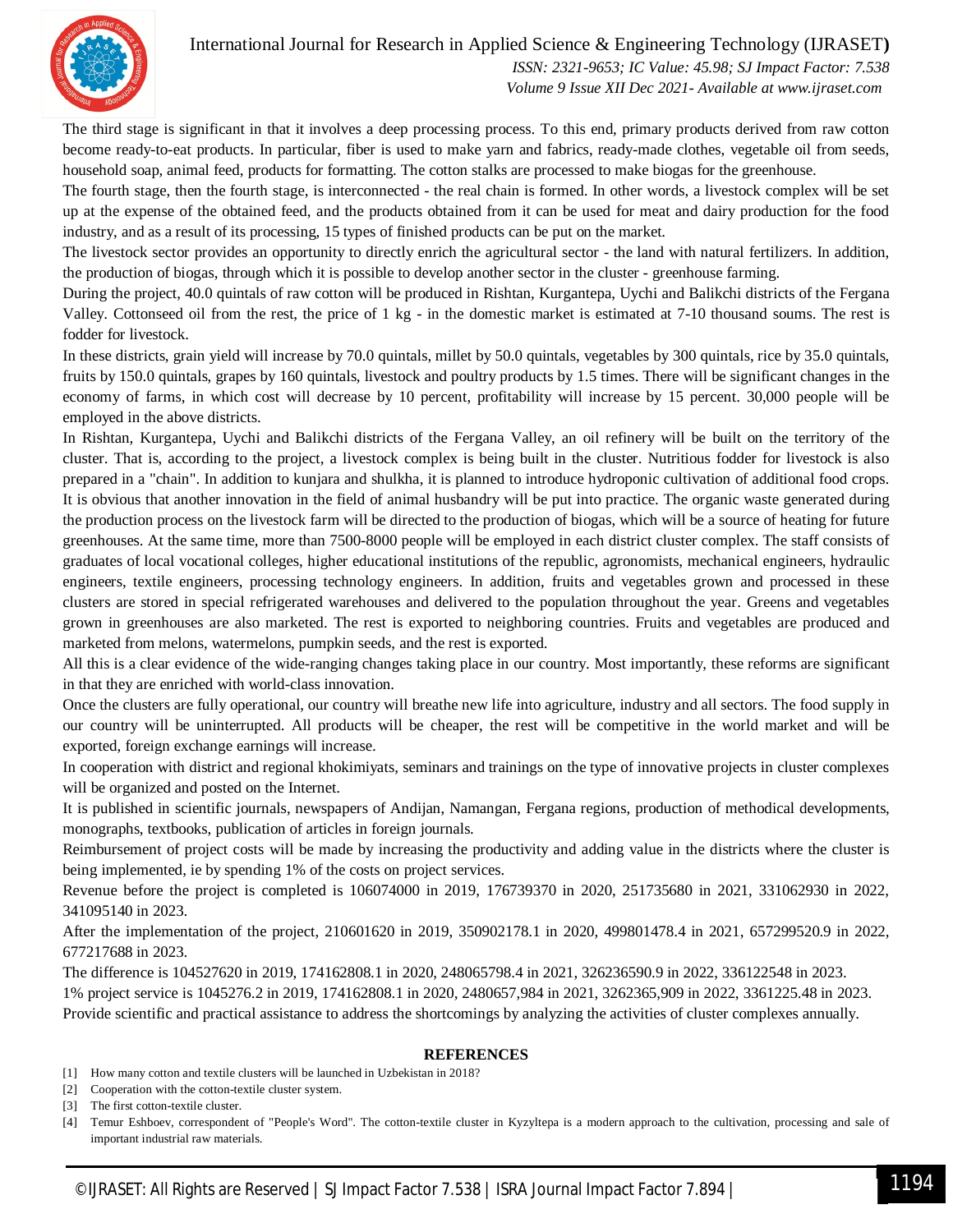The third stage is significant in that it involves a deep processing process. To this end, primary products derived from raw cotton become ready-to-eat products. In particular, fiber is used to make yarn and fabrics, ready-made clothes, vegetable oil from seeds, household soap, animal feed, products for formatting. The cotton stalks are processed to make biogas for the greenhouse.

The fourth stage, then the fourth stage, is interconnected - the real chain is formed. In other words, a livestock complex will be set up at the expense of the obtained feed, and the products obtained from it can be used for meat and dairy production for the food industry, and as a result of its processing, 15 types of finished products can be put on the market.

The livestock sector provides an opportunity to directly enrich the agricultural sector - the land with natural fertilizers. In addition, the production of biogas, through which it is possible to develop another sector in the cluster - greenhouse farming.

During the project, 40.0 quintals of raw cotton will be produced in Rishtan, Kurgantepa, Uychi and Balikchi districts of the Fergana Valley. Cottonseed oil from the rest, the price of 1 kg - in the domestic market is estimated at 7-10 thousand soums. The rest is fodder for livestock.

In these districts, grain yield will increase by 70.0 quintals, millet by 50.0 quintals, vegetables by 300 quintals, rice by 35.0 quintals, fruits by 150.0 quintals, grapes by 160 quintals, livestock and poultry products by 1.5 times. There will be significant changes in the economy of farms, in which cost will decrease by 10 percent, profitability will increase by 15 percent. 30,000 people will be employed in the above districts.

In Rishtan, Kurgantepa, Uychi and Balikchi districts of the Fergana Valley, an oil refinery will be built on the territory of the cluster. That is, according to the project, a livestock complex is being built in the cluster. Nutritious fodder for livestock is also prepared in a "chain". In addition to kunjara and shulkha, it is planned to introduce hydroponic cultivation of additional food crops. It is obvious that another innovation in the field of animal husbandry will be put into practice. The organic waste generated during the production process on the livestock farm will be directed to the production of biogas, which will be a source of heating for future greenhouses. At the same time, more than 7500-8000 people will be employed in each district cluster complex. The staff consists of graduates of local vocational colleges, higher educational institutions of the republic, agronomists, mechanical engineers, hydraulic engineers, textile engineers, processing technology engineers. In addition, fruits and vegetables grown and processed in these clusters are stored in special refrigerated warehouses and delivered to the population throughout the year. Greens and vegetables grown in greenhouses are also marketed. The rest is exported to neighboring countries. Fruits and vegetables are produced and marketed from melons, watermelons, pumpkin seeds, and the rest is exported.

All this is a clear evidence of the wide-ranging changes taking place in our country. Most importantly, these reforms are significant in that they are enriched with world-class innovation.

Once the clusters are fully operational, our country will breathe new life into agriculture, industry and all sectors. The food supply in our country will be uninterrupted. All products will be cheaper, the rest will be competitive in the world market and will be exported, foreign exchange earnings will increase.

In cooperation with district and regional khokimiyats, seminars and trainings on the type of innovative projects in cluster complexes will be organized and posted on the Internet.

It is published in scientific journals, newspapers of Andijan, Namangan, Fergana regions, production of methodical developments, monographs, textbooks, publication of articles in foreign journals.

Reimbursement of project costs will be made by increasing the productivity and adding value in the districts where the cluster is being implemented, ie by spending 1% of the costs on project services.

Revenue before the project is completed is 106074000 in 2019, 176739370 in 2020, 251735680 in 2021, 331062930 in 2022, 341095140 in 2023.

After the implementation of the project, 210601620 in 2019, 350902178.1 in 2020, 499801478.4 in 2021, 657299520.9 in 2022, 677217688 in 2023.

The difference is 104527620 in 2019, 174162808.1 in 2020, 248065798.4 in 2021, 326236590.9 in 2022, 336122548 in 2023.

1% project service is 1045276.2 in 2019, 174162808.1 in 2020, 2480657,984 in 2021, 3262365,909 in 2022, 3361225.48 in 2023.

Provide scientific and practical assistance to address the shortcomings by analyzing the activities of cluster complexes annually.

## REFERENCES

[1] How many cotton and textile clusters will be launched in Uzbekistan in 2018?

[2] Cooperation with the cotton-textile cluster system.

[3] The first cotton-textile cluster.

[4] Temur Eshboev, correspondent of "People's Word". The cotton-textile cluster in Kyzyltepa is a modern approach to the cultivation, processing and sale of important industrial raw materials.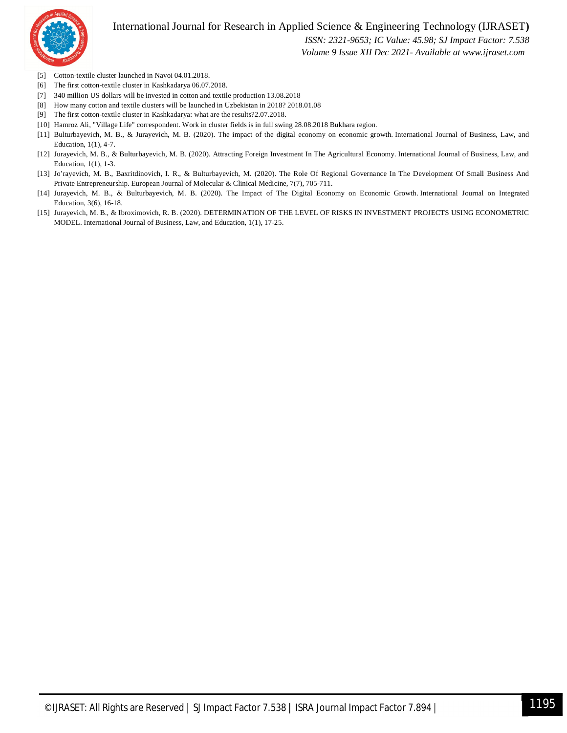[5] Cotton-textile cluster launched in Navoi 04.01.2018.

[6] The first cotton-textile cluster in Kashkadarya 06.07.2018.

[7] 340 million US dollars will be invested in cotton and textile production 13.08.2018

[8] How many cotton and textile clusters will be launched in Uzbekistan in 2018? 2018.01.08

[9] The first cotton-textile cluster in Kashkadarya: what are the results?2.07.2018.

[10] Hamroz Ali, "Village Life" correspondent. Work in cluster fields is in full swing 28.08.2018 Bukhara region.

[11] Bulturbayevich, M. B., & Jurayevich, M. B. (2020). The impact of the digital economy on economic growth. International Journal of Business, Law, and Education, 1(1), 4-7.

[12] Jurayevich, M. B., & Bulturbayevich, M. B. (2020). Attracting Foreign Investment In The Agricultural Economy. International Journal of Business, Law, and Education, 1(1), 1-3.

[13] Jo'rayevich, M. B., Baxritdinovich, I. R., & Bulturbayevich, M. (2020). The Role Of Regional Governance In The Development Of Small Business And Private Entrepreneurship. European Journal of Molecular & Clinical Medicine, 7(7), 705-711.

[14] Jurayevich, M. B., & Bulturbayevich, M. B. (2020). The Impact of The Digital Economy on Economic Growth. International Journal on Integrated Education, 3(6), 16-18.

[15] Jurayevich, M. B., & Ibroximovich, R. B. (2020). DETERMINATION OF THE LEVEL OF RISKS IN INVESTMENT PROJECTS USING ECONOMETRIC MODEL. International Journal of Business, Law, and Education, 1(1), 17-25.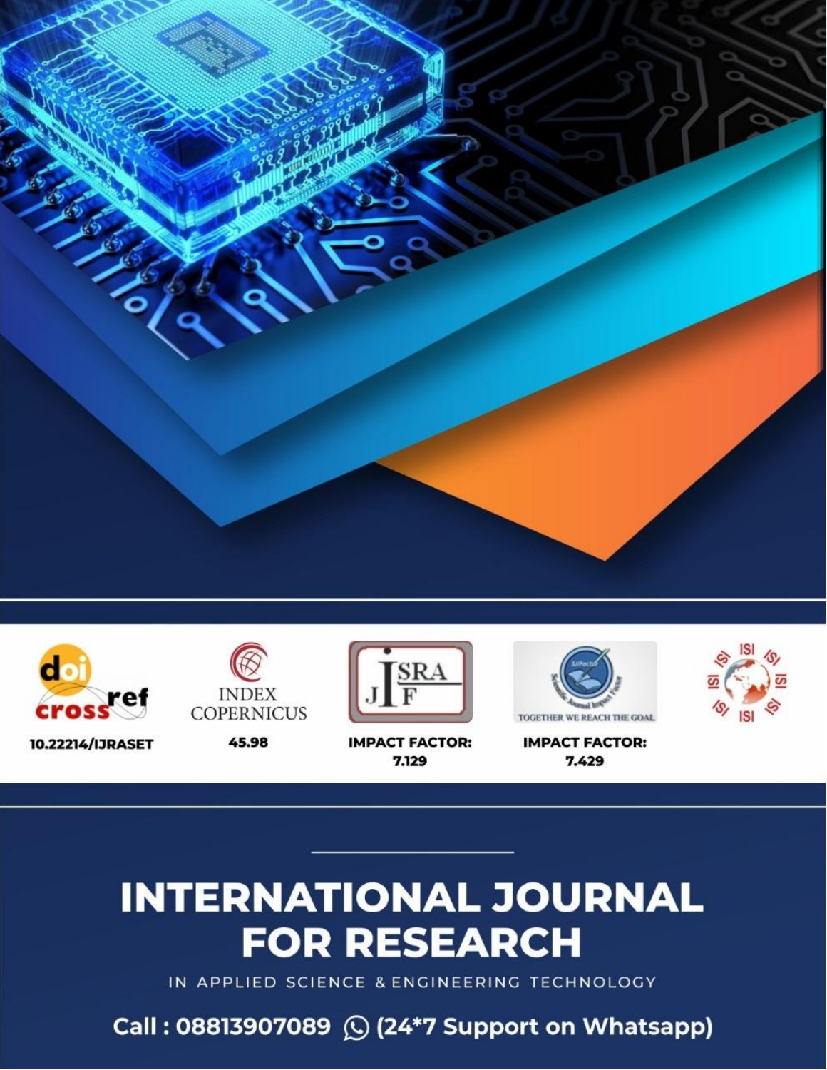10.22214/IJRASET

45.98

IMPACT FACTOR: 7.129

IMPACT FACTOR: 7.429

# INTERNATIONAL JOURNAL FOR RESEARCH

IN APPLIED SCIENCE & ENGINEERING TECHNOLOGY

Call : 08813907089 (24*7 Support on Whatsapp)